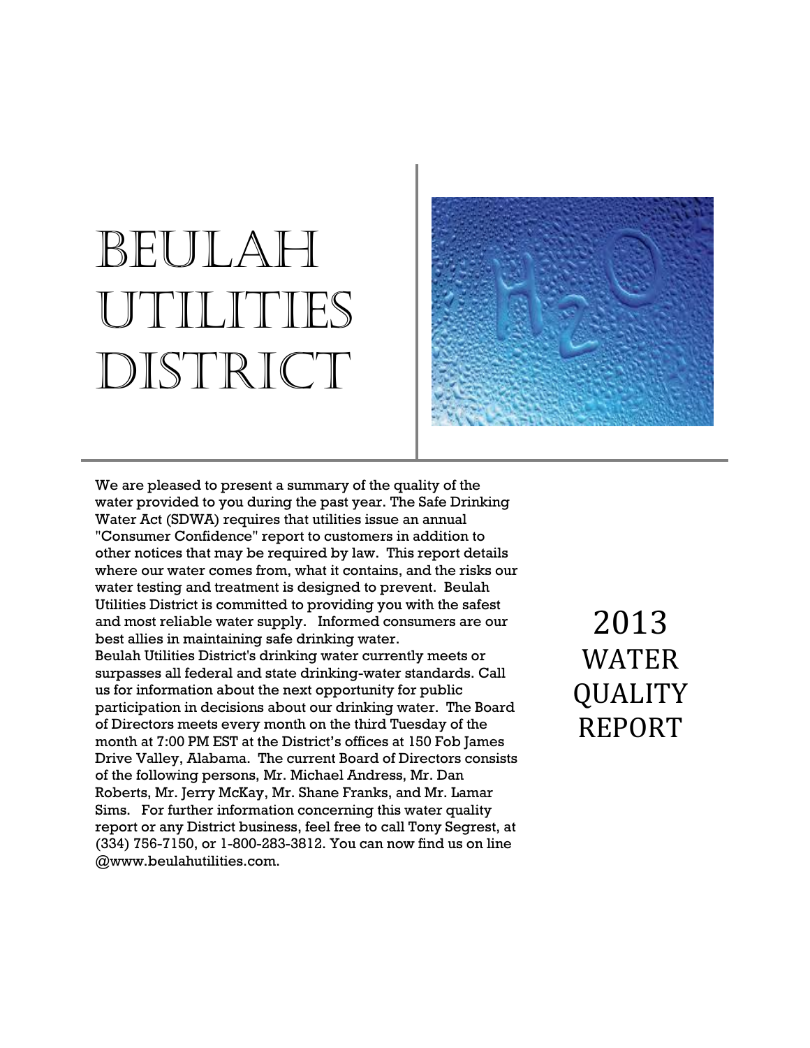# Beulah Utilities District

# 2013 WATER QUALITY REPORT

We are pleased to present a summary of the quality of the water provided to you during the past year. The Safe Drinking Water Act (SDWA) requires that utilities issue an annual "Consumer Confidence" report to customers in addition to other notices that may be required by law. This report details where our water comes from, what it contains, and the risks our water testing and treatment is designed to prevent. Beulah Utilities District is committed to providing you with the safest and most reliable water supply. Informed consumers are our best allies in maintaining safe drinking water.

Beulah Utilities District's drinking water currently meets or surpasses all federal and state drinking-water standards. Call us for information about the next opportunity for public participation in decisions about our drinking water. The Board of Directors meets every month on the third Tuesday of the month at 7:00 PM EST at the District's offices at 150 Fob James Drive Valley, Alabama. The current Board of Directors consists of the following persons, Mr. Michael Andress, Mr. Dan Roberts, Mr. Jerry McKay, Mr. Shane Franks, and Mr. Lamar Sims. For further information concerning this water quality report or any District business, feel free to call Tony Segrest, at (334) 756-7150, or 1-800-283-3812. You can now find us on line @www.beulahutilities.com.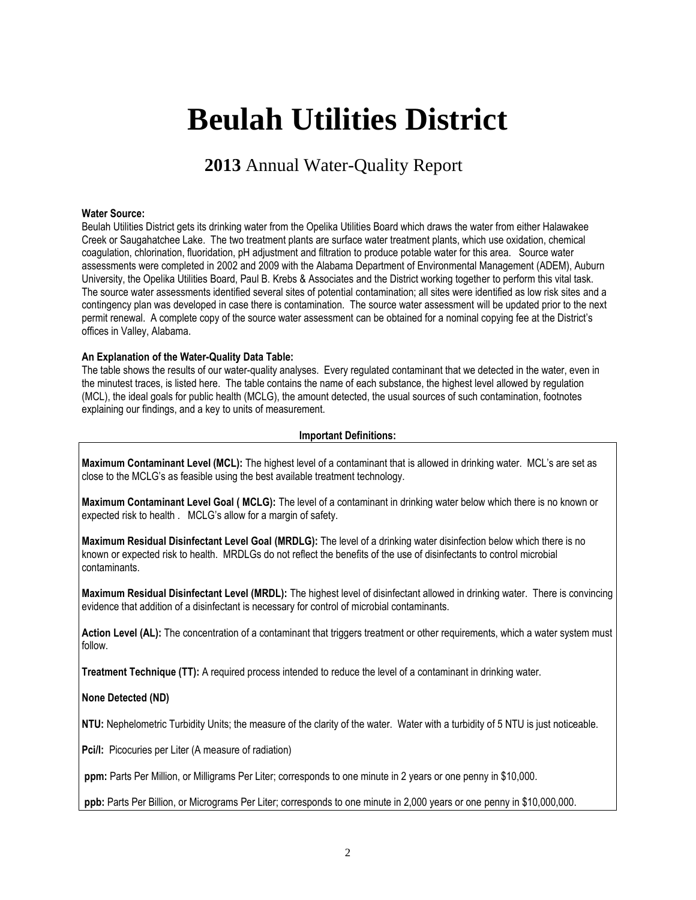# Beulah Utilities District

## **2013** Annual Water-Quality Report

**Water Source:**
Beulah Utilities District gets its drinking water from the Opelika Utilities Board which draws the water from either Halawakee Creek or Saugahatchee Lake. The two treatment plants are surface water treatment plants, which use oxidation, chemical coagulation, chlorination, fluoridation, pH adjustment and filtration to produce potable water for this area. Source water assessments were completed in 2002 and 2009 with the Alabama Department of Environmental Management (ADEM), Auburn University, the Opelika Utilities Board, Paul B. Krebs & Associates and the District working together to perform this vital task. The source water assessments identified several sites of potential contamination; all sites were identified as low risk sites and a contingency plan was developed in case there is contamination. The source water assessment will be updated prior to the next permit renewal. A complete copy of the source water assessment can be obtained for a nominal copying fee at the District's offices in Valley, Alabama.

**An Explanation of the Water-Quality Data Table:**
The table shows the results of our water-quality analyses. Every regulated contaminant that we detected in the water, even in the minutest traces, is listed here. The table contains the name of each substance, the highest level allowed by regulation (MCL), the ideal goals for public health (MCLG), the amount detected, the usual sources of such contamination, footnotes explaining our findings, and a key to units of measurement.

**Important Definitions:**

**Maximum Contaminant Level (MCL):** The highest level of a contaminant that is allowed in drinking water. MCL's are set as close to the MCLG's as feasible using the best available treatment technology.

**Maximum Contaminant Level Goal ( MCLG):** The level of a contaminant in drinking water below which there is no known or expected risk to health . MCLG's allow for a margin of safety.

**Maximum Residual Disinfectant Level Goal (MRDLG):** The level of a drinking water disinfection below which there is no known or expected risk to health. MRDLGs do not reflect the benefits of the use of disinfectants to control microbial contaminants.

**Maximum Residual Disinfectant Level (MRDL):** The highest level of disinfectant allowed in drinking water. There is convincing evidence that addition of a disinfectant is necessary for control of microbial contaminants.

**Action Level (AL):** The concentration of a contaminant that triggers treatment or other requirements, which a water system must follow.

**Treatment Technique (TT):** A required process intended to reduce the level of a contaminant in drinking water.

**None Detected (ND)**

**NTU:** Nephelometric Turbidity Units; the measure of the clarity of the water. Water with a turbidity of 5 NTU is just noticeable.

**Pci/l:** Picocuries per Liter (A measure of radiation)

**ppm:** Parts Per Million, or Milligrams Per Liter; corresponds to one minute in 2 years or one penny in $10,000.

**ppb:** Parts Per Billion, or Micrograms Per Liter; corresponds to one minute in 2,000 years or one penny in $10,000,000.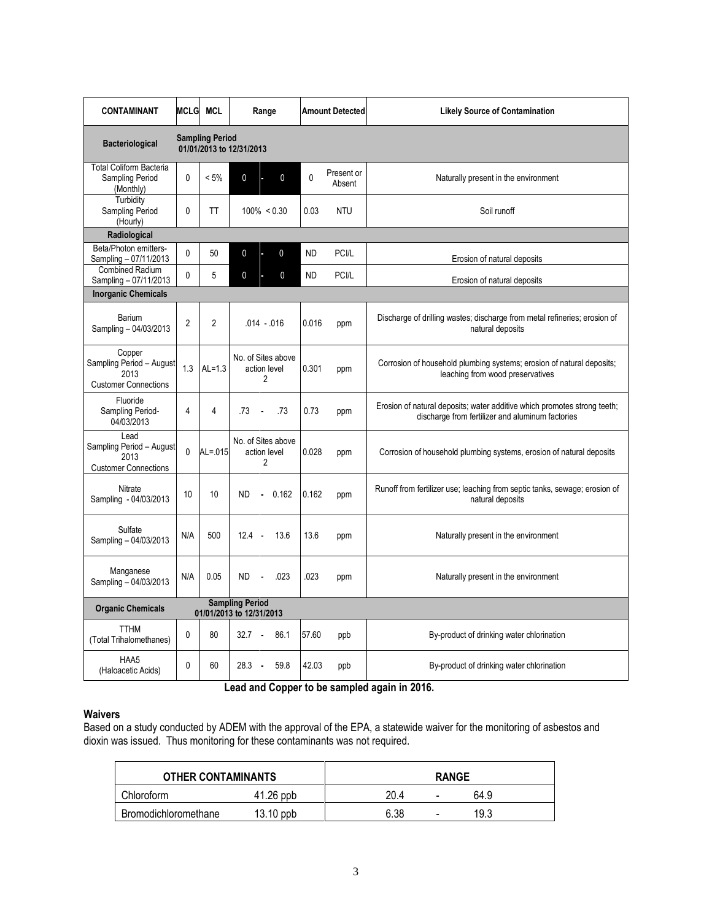| CONTAMINANT | MCLG | MCL | Range | Amount Detected | | Likely Source of Contamination |
|---|---|---|---|---|---|---|
| **Bacteriological** | **Sampling Period 01/01/2013 to 12/31/2013** | | | | | |
| Total Coliform Bacteria Sampling Period (Monthly) | 0 | < 5% | 0 - 0 | 0 | Present or Absent | Naturally present in the environment |
| Turbidity Sampling Period (Hourly) | 0 | TT | 100% < 0.30 | 0.03 | NTU | Soil runoff |
| **Radiological** | | | | | | |
| Beta/Photon emitters- Sampling – 07/11/2013 | 0 | 50 | 0 - 0 | ND | PCI/L | Erosion of natural deposits |
| Combined Radium Sampling – 07/11/2013 | 0 | 5 | 0 - 0 | ND | PCI/L | Erosion of natural deposits |
| **Inorganic Chemicals** | | | | | | |
| Barium Sampling – 04/03/2013 | 2 | 2 | .014 - .016 | 0.016 | ppm | Discharge of drilling wastes; discharge from metal refineries; erosion of natural deposits |
| Copper Sampling Period – August 2013 Customer Connections | 1.3 | AL=1.3 | No. of Sites above action level 2 | 0.301 | ppm | Corrosion of household plumbing systems; erosion of natural deposits; leaching from wood preservatives |
| Fluoride Sampling Period- 04/03/2013 | 4 | 4 | .73 - .73 | 0.73 | ppm | Erosion of natural deposits; water additive which promotes strong teeth; discharge from fertilizer and aluminum factories |
| Lead Sampling Period – August 2013 Customer Connections | 0 | AL=.015 | No. of Sites above action level 2 | 0.028 | ppm | Corrosion of household plumbing systems, erosion of natural deposits |
| Nitrate Sampling - 04/03/2013 | 10 | 10 | ND - 0.162 | 0.162 | ppm | Runoff from fertilizer use; leaching from septic tanks, sewage; erosion of natural deposits |
| Sulfate Sampling – 04/03/2013 | N/A | 500 | 12.4 - 13.6 | 13.6 | ppm | Naturally present in the environment |
| Manganese Sampling – 04/03/2013 | N/A | 0.05 | ND - .023 | .023 | ppm | Naturally present in the environment |
| **Organic Chemicals** | **Sampling Period 01/01/2013 to 12/31/2013** | | | | | |
| TTHM (Total Trihalomethanes) | 0 | 80 | 32.7 - 86.1 | 57.60 | ppb | By-product of drinking water chlorination |
| HAA5 (Haloacetic Acids) | 0 | 60 | 28.3 - 59.8 | 42.03 | ppb | By-product of drinking water chlorination |

**Lead and Copper to be sampled again in 2016.**

**Waivers**

Based on a study conducted by ADEM with the approval of the EPA, a statewide waiver for the monitoring of asbestos and dioxin was issued. Thus monitoring for these contaminants was not required.

| OTHER CONTAMINANTS | | RANGE |
|---|---|---|
| Chloroform | 41.26 ppb | 20.4 - 64.9 |
| Bromodichloromethane | 13.10 ppb | 6.38 - 19.3 |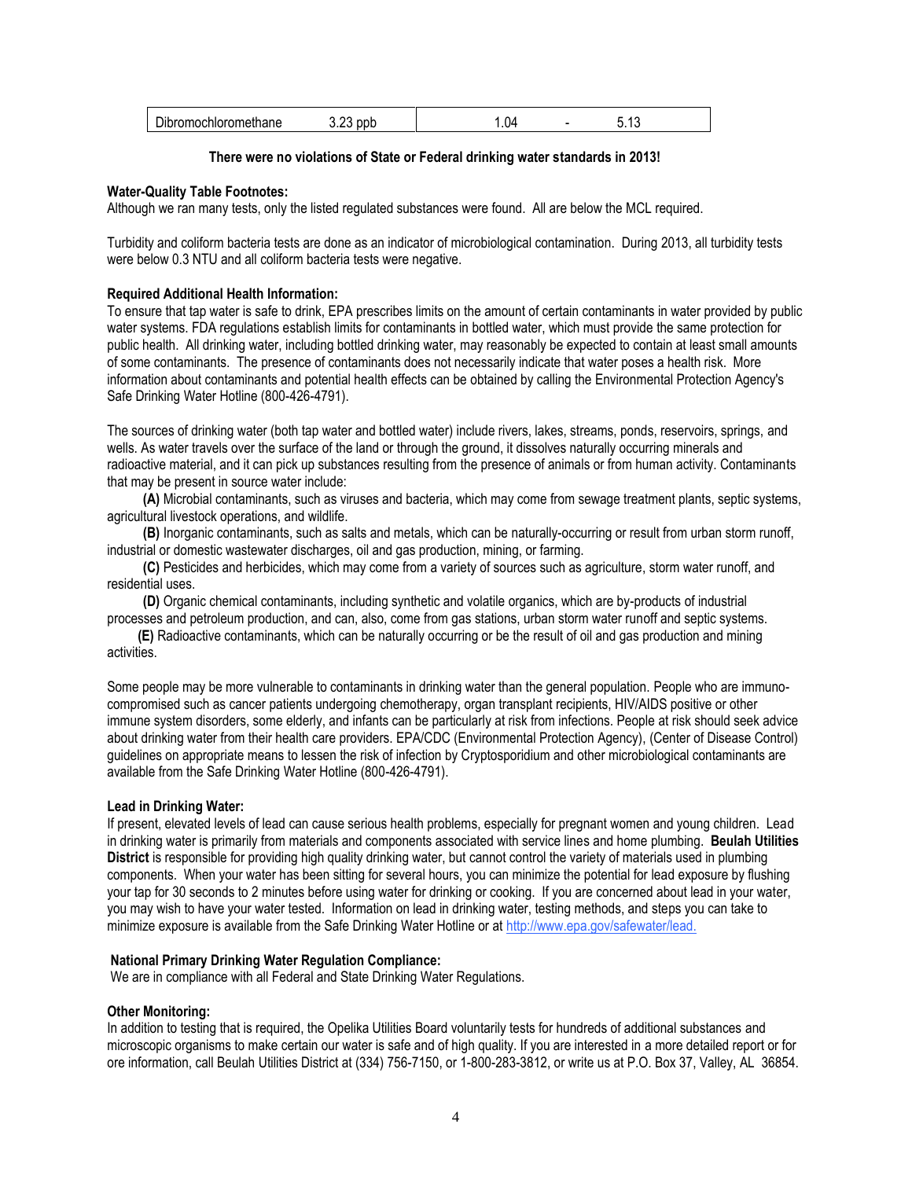| | | | | |
|---|---|---|---|---|
| Dibromochloromethane | 3.23 ppb | 1.04 | - | 5.13 |

**There were no violations of State or Federal drinking water standards in 2013!**

**Water-Quality Table Footnotes:**
Although we ran many tests, only the listed regulated substances were found. All are below the MCL required.

Turbidity and coliform bacteria tests are done as an indicator of microbiological contamination. During 2013, all turbidity tests were below 0.3 NTU and all coliform bacteria tests were negative.

**Required Additional Health Information:**
To ensure that tap water is safe to drink, EPA prescribes limits on the amount of certain contaminants in water provided by public water systems. FDA regulations establish limits for contaminants in bottled water, which must provide the same protection for public health. All drinking water, including bottled drinking water, may reasonably be expected to contain at least small amounts of some contaminants. The presence of contaminants does not necessarily indicate that water poses a health risk. More information about contaminants and potential health effects can be obtained by calling the Environmental Protection Agency's Safe Drinking Water Hotline (800-426-4791).

The sources of drinking water (both tap water and bottled water) include rivers, lakes, streams, ponds, reservoirs, springs, and wells. As water travels over the surface of the land or through the ground, it dissolves naturally occurring minerals and radioactive material, and it can pick up substances resulting from the presence of animals or from human activity. Contaminants that may be present in source water include:

**(A)** Microbial contaminants, such as viruses and bacteria, which may come from sewage treatment plants, septic systems, agricultural livestock operations, and wildlife.

**(B)** Inorganic contaminants, such as salts and metals, which can be naturally-occurring or result from urban storm runoff, industrial or domestic wastewater discharges, oil and gas production, mining, or farming.

**(C)** Pesticides and herbicides, which may come from a variety of sources such as agriculture, storm water runoff, and residential uses.

**(D)** Organic chemical contaminants, including synthetic and volatile organics, which are by-products of industrial processes and petroleum production, and can, also, come from gas stations, urban storm water runoff and septic systems.

**(E)** Radioactive contaminants, which can be naturally occurring or be the result of oil and gas production and mining activities.

Some people may be more vulnerable to contaminants in drinking water than the general population. People who are immuno-compromised such as cancer patients undergoing chemotherapy, organ transplant recipients, HIV/AIDS positive or other immune system disorders, some elderly, and infants can be particularly at risk from infections. People at risk should seek advice about drinking water from their health care providers. EPA/CDC (Environmental Protection Agency), (Center of Disease Control) guidelines on appropriate means to lessen the risk of infection by Cryptosporidium and other microbiological contaminants are available from the Safe Drinking Water Hotline (800-426-4791).

**Lead in Drinking Water:**
If present, elevated levels of lead can cause serious health problems, especially for pregnant women and young children. Lead in drinking water is primarily from materials and components associated with service lines and home plumbing. **Beulah Utilities District** is responsible for providing high quality drinking water, but cannot control the variety of materials used in plumbing components. When your water has been sitting for several hours, you can minimize the potential for lead exposure by flushing your tap for 30 seconds to 2 minutes before using water for drinking or cooking. If you are concerned about lead in your water, you may wish to have your water tested. Information on lead in drinking water, testing methods, and steps you can take to minimize exposure is available from the Safe Drinking Water Hotline or at http://www.epa.gov/safewater/lead.

**National Primary Drinking Water Regulation Compliance:**
We are in compliance with all Federal and State Drinking Water Regulations.

**Other Monitoring:**
In addition to testing that is required, the Opelika Utilities Board voluntarily tests for hundreds of additional substances and microscopic organisms to make certain our water is safe and of high quality. If you are interested in a more detailed report or for ore information, call Beulah Utilities District at (334) 756-7150, or 1-800-283-3812, or write us at P.O. Box 37, Valley, AL 36854.